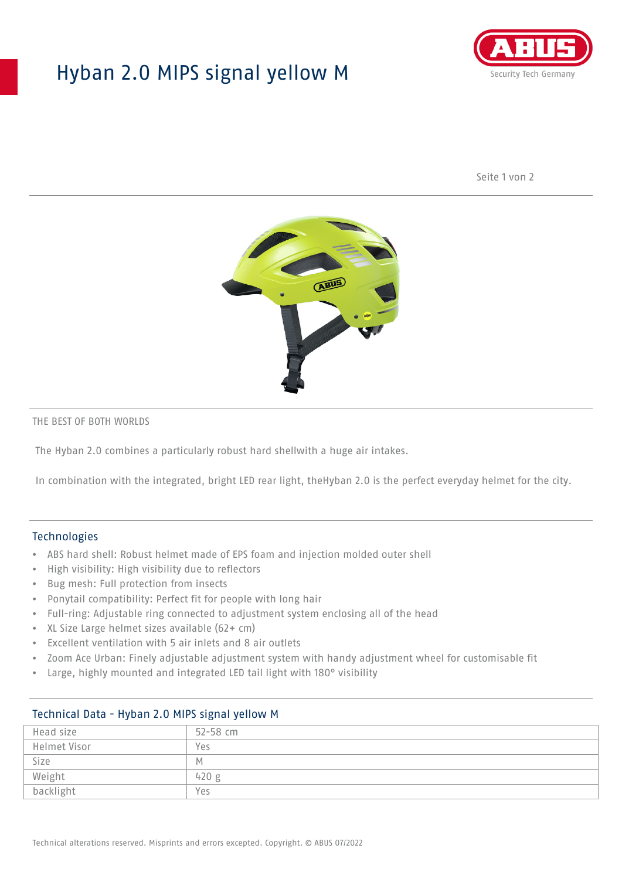# Hyban 2.0 MIPS signal yellow M

THE BEST OF BOTH WORLDS

The Hyban 2.0 combines a particularly robust hard shellwith a huge air intakes.

In combination with the integrated, bright LED rear light, theHyban 2.0 is the perfect everyday helmet for the city.

## Technologies

- ABS hard shell: Robust helmet made of EPS foam and injection molded outer shell
- High visibility: High visibility due to reflectors
- Bug mesh: Full protection from insects
- Ponytail compatibility: Perfect fit for people with long hair
- Full-ring: Adjustable ring connected to adjustment system enclosing all of the head
- XL Size Large helmet sizes available (62+ cm)
- Excellent ventilation with 5 air inlets and 8 air outlets
- Zoom Ace Urban: Finely adjustable adjustment system with handy adjustment wheel for customisable fit
- Large, highly mounted and integrated LED tail light with 180° visibility

## Technical Data - Hyban 2.0 MIPS signal yellow M

| | |
|---|---|
| Head size | 52-58 cm |
| Helmet Visor | Yes |
| Size | M |
| Weight | 420 g |
| backlight | Yes |

Technical alterations reserved. Misprints and errors excepted. Copyright. © ABUS 07/2022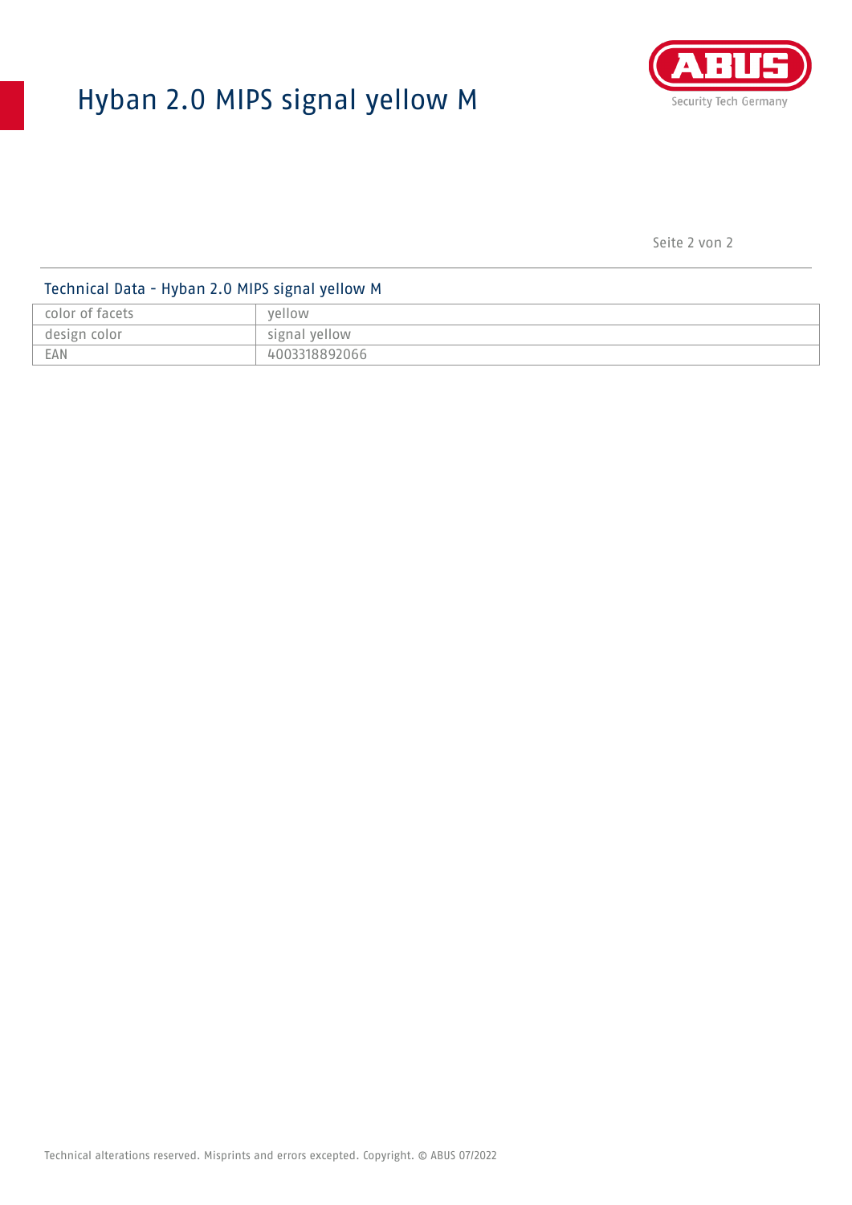# Hyban 2.0 MIPS signal yellow M

### Technical Data - Hyban 2.0 MIPS signal yellow M

| | |
|---|---|
| color of facets | yellow |
| design color | signal yellow |
| EAN | 4003318892066 |

Technical alterations reserved. Misprints and errors excepted. Copyright. © ABUS 07/2022